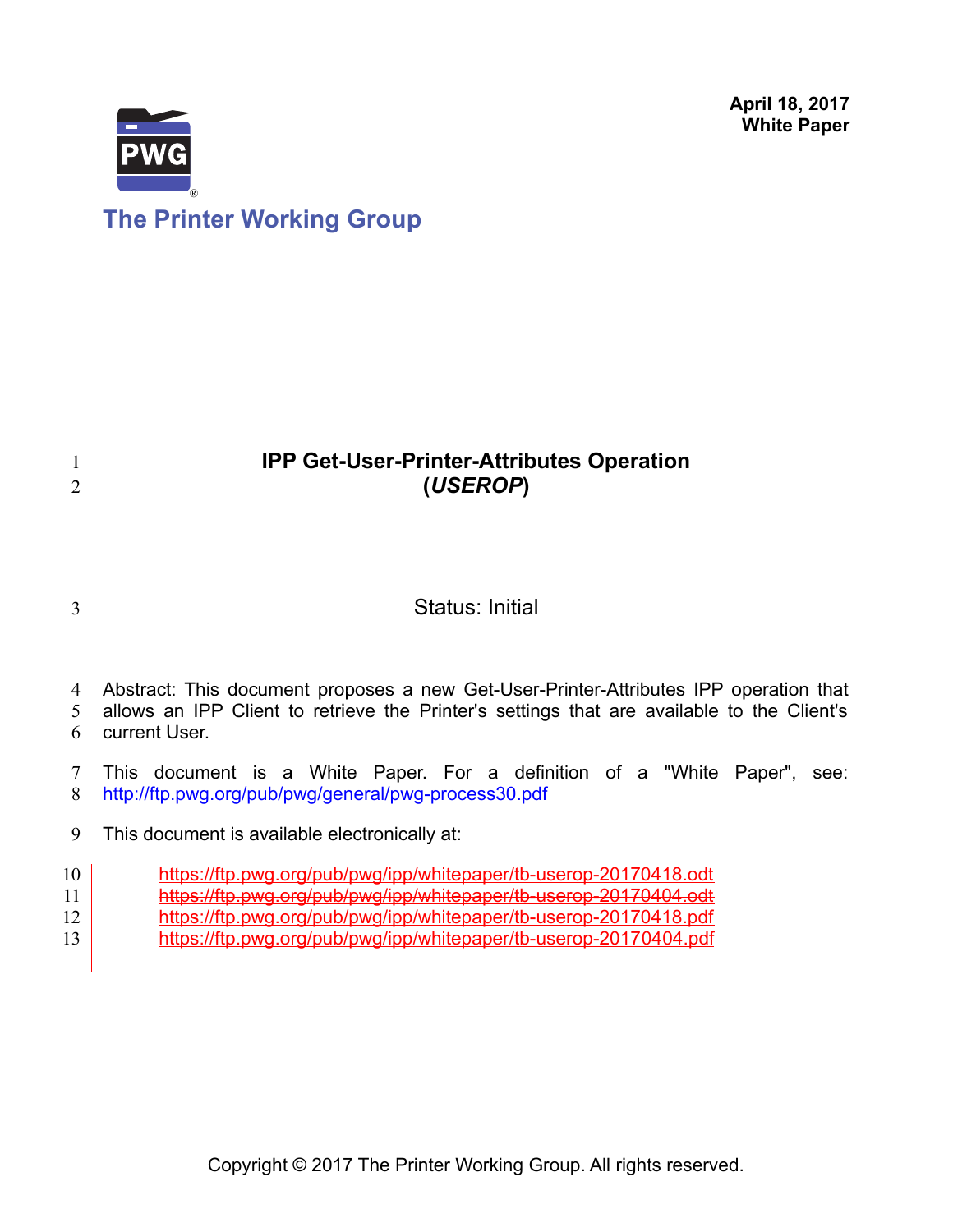April 18, 2017
**White Paper**

The Printer Working Group

# IPP Get-User-Printer-Attributes Operation (*USEROP*)

Status: Initial

Abstract: This document proposes a new Get-User-Printer-Attributes IPP operation that allows an IPP Client to retrieve the Printer's settings that are available to the Client's current User.

This document is a White Paper. For a definition of a "White Paper", see: http://ftp.pwg.org/pub/pwg/general/pwg-process30.pdf

This document is available electronically at:

https://ftp.pwg.org/pub/pwg/ipp/whitepaper/tb-userop-20170418.odt
~~https://ftp.pwg.org/pub/pwg/ipp/whitepaper/tb-userop-20170404.odt~~
https://ftp.pwg.org/pub/pwg/ipp/whitepaper/tb-userop-20170418.pdf
~~https://ftp.pwg.org/pub/pwg/ipp/whitepaper/tb-userop-20170404.pdf~~

Copyright © 2017 The Printer Working Group. All rights reserved.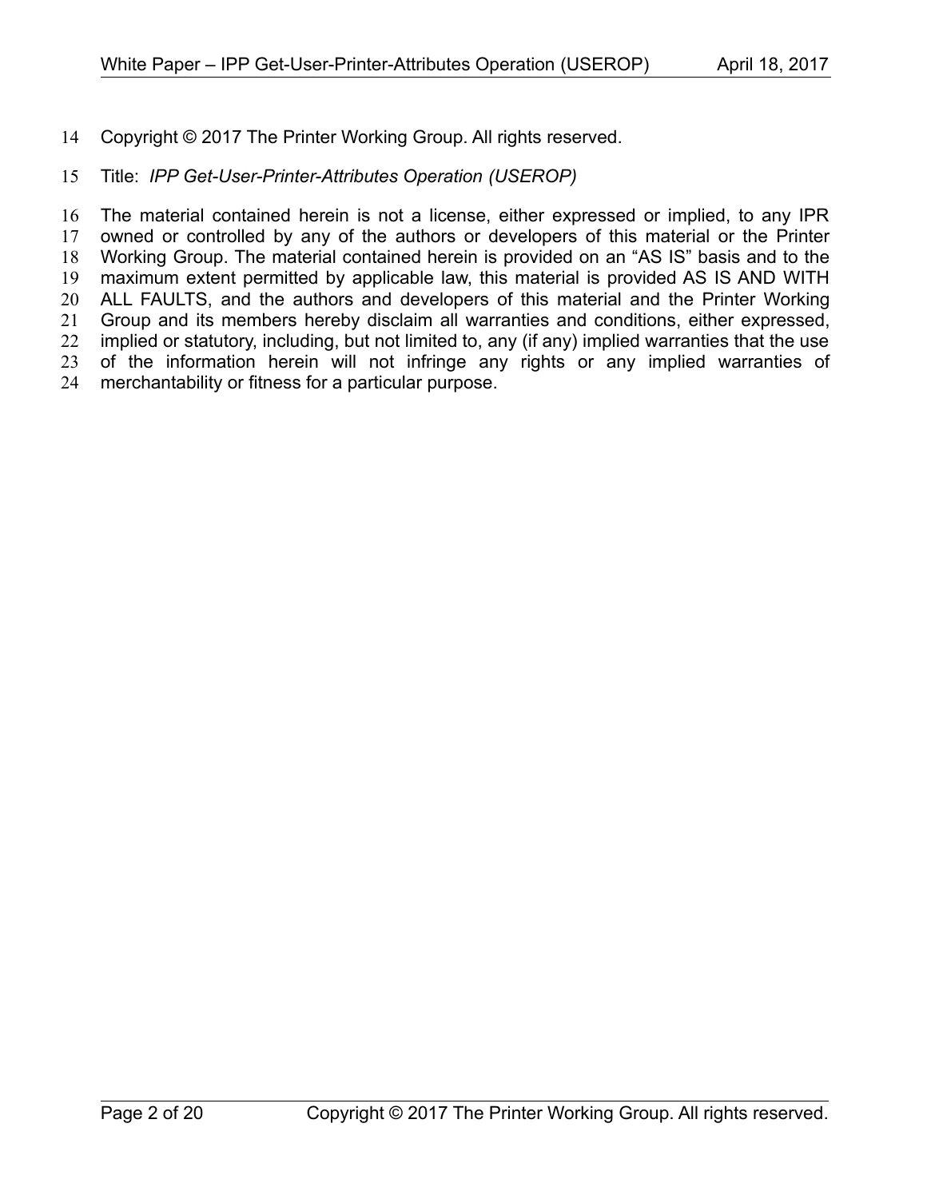Copyright © 2017 The Printer Working Group. All rights reserved.

Title: *IPP Get-User-Printer-Attributes Operation (USEROP)*

The material contained herein is not a license, either expressed or implied, to any IPR owned or controlled by any of the authors or developers of this material or the Printer Working Group. The material contained herein is provided on an "AS IS" basis and to the maximum extent permitted by applicable law, this material is provided AS IS AND WITH ALL FAULTS, and the authors and developers of this material and the Printer Working Group and its members hereby disclaim all warranties and conditions, either expressed, implied or statutory, including, but not limited to, any (if any) implied warranties that the use of the information herein will not infringe any rights or any implied warranties of merchantability or fitness for a particular purpose.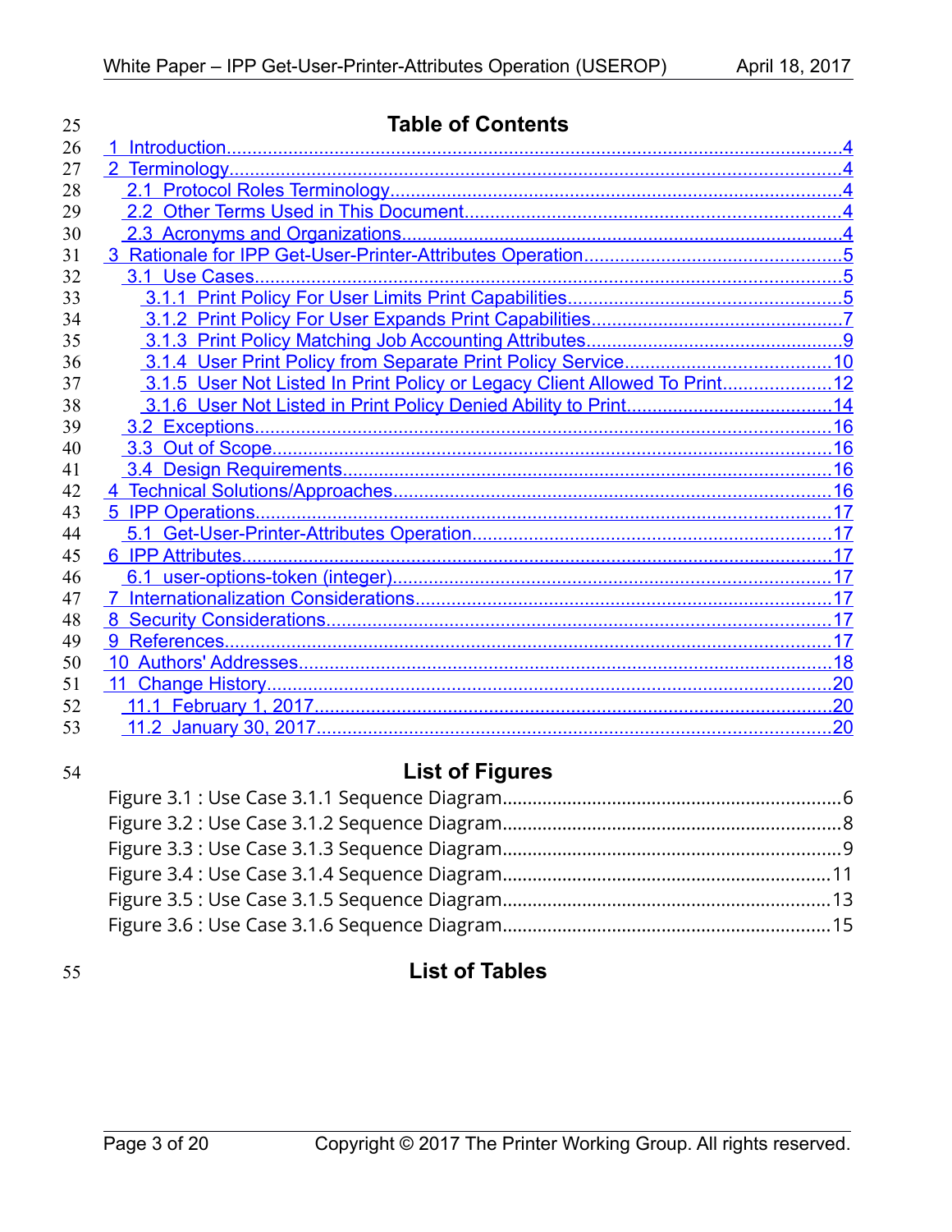# Table of Contents

1 Introduction....4
2 Terminology....4
  2.1 Protocol Roles Terminology....4
  2.2 Other Terms Used in This Document....4
  2.3 Acronyms and Organizations....4
3 Rationale for IPP Get-User-Printer-Attributes Operation....5
  3.1 Use Cases....5
    3.1.1 Print Policy For User Limits Print Capabilities....5
    3.1.2 Print Policy For User Expands Print Capabilities....7
    3.1.3 Print Policy Matching Job Accounting Attributes....9
    3.1.4 User Print Policy from Separate Print Policy Service....10
    3.1.5 User Not Listed In Print Policy or Legacy Client Allowed To Print....12
    3.1.6 User Not Listed in Print Policy Denied Ability to Print....14
  3.2 Exceptions....16
  3.3 Out of Scope....16
  3.4 Design Requirements....16
4 Technical Solutions/Approaches....16
5 IPP Operations....17
  5.1 Get-User-Printer-Attributes Operation....17
6 IPP Attributes....17
  6.1 user-options-token (integer)....17
7 Internationalization Considerations....17
8 Security Considerations....17
9 References....17
10 Authors' Addresses....18
11 Change History....20
  11.1 February 1, 2017....20
  11.2 January 30, 2017....20

# List of Figures

Figure 3.1 : Use Case 3.1.1 Sequence Diagram....6
Figure 3.2 : Use Case 3.1.2 Sequence Diagram....8
Figure 3.3 : Use Case 3.1.3 Sequence Diagram....9
Figure 3.4 : Use Case 3.1.4 Sequence Diagram....11
Figure 3.5 : Use Case 3.1.5 Sequence Diagram....13
Figure 3.6 : Use Case 3.1.6 Sequence Diagram....15

# List of Tables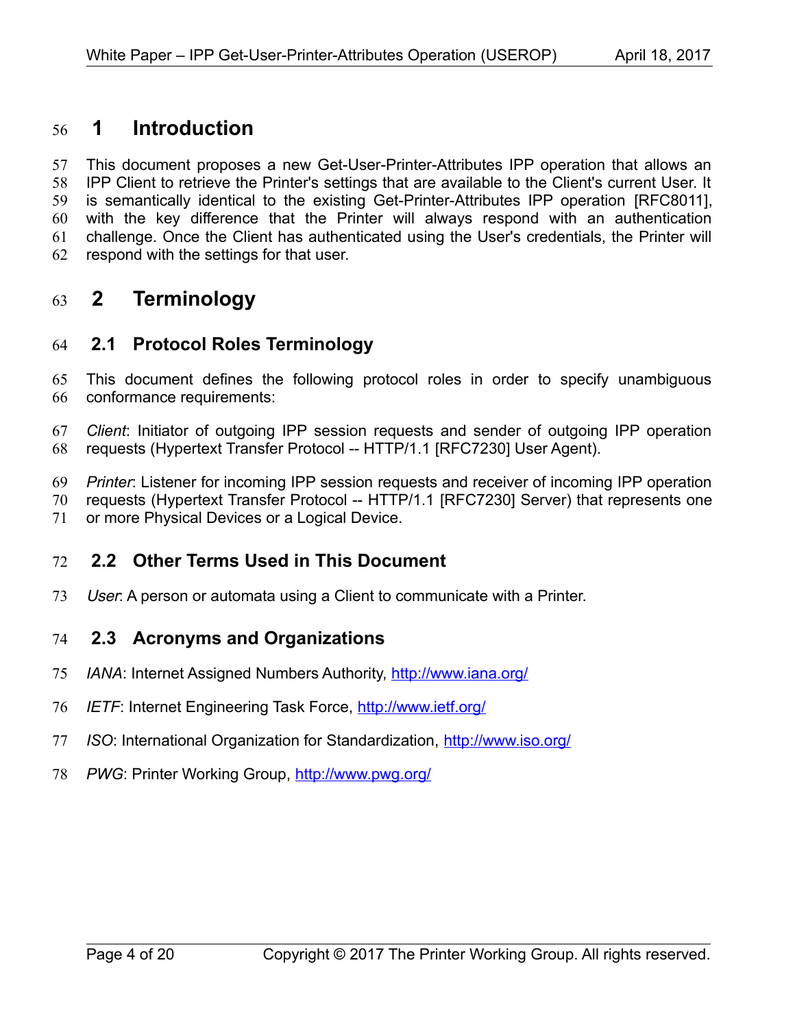# 1 Introduction

This document proposes a new Get-User-Printer-Attributes IPP operation that allows an IPP Client to retrieve the Printer's settings that are available to the Client's current User. It is semantically identical to the existing Get-Printer-Attributes IPP operation [RFC8011], with the key difference that the Printer will always respond with an authentication challenge. Once the Client has authenticated using the User's credentials, the Printer will respond with the settings for that user.

# 2 Terminology

## 2.1 Protocol Roles Terminology

This document defines the following protocol roles in order to specify unambiguous conformance requirements:

*Client*: Initiator of outgoing IPP session requests and sender of outgoing IPP operation requests (Hypertext Transfer Protocol -- HTTP/1.1 [RFC7230] User Agent).

*Printer*: Listener for incoming IPP session requests and receiver of incoming IPP operation requests (Hypertext Transfer Protocol -- HTTP/1.1 [RFC7230] Server) that represents one or more Physical Devices or a Logical Device.

## 2.2 Other Terms Used in This Document

*User*: A person or automata using a Client to communicate with a Printer.

## 2.3 Acronyms and Organizations

*IANA*: Internet Assigned Numbers Authority, http://www.iana.org/

*IETF*: Internet Engineering Task Force, http://www.ietf.org/

*ISO*: International Organization for Standardization, http://www.iso.org/

*PWG*: Printer Working Group, http://www.pwg.org/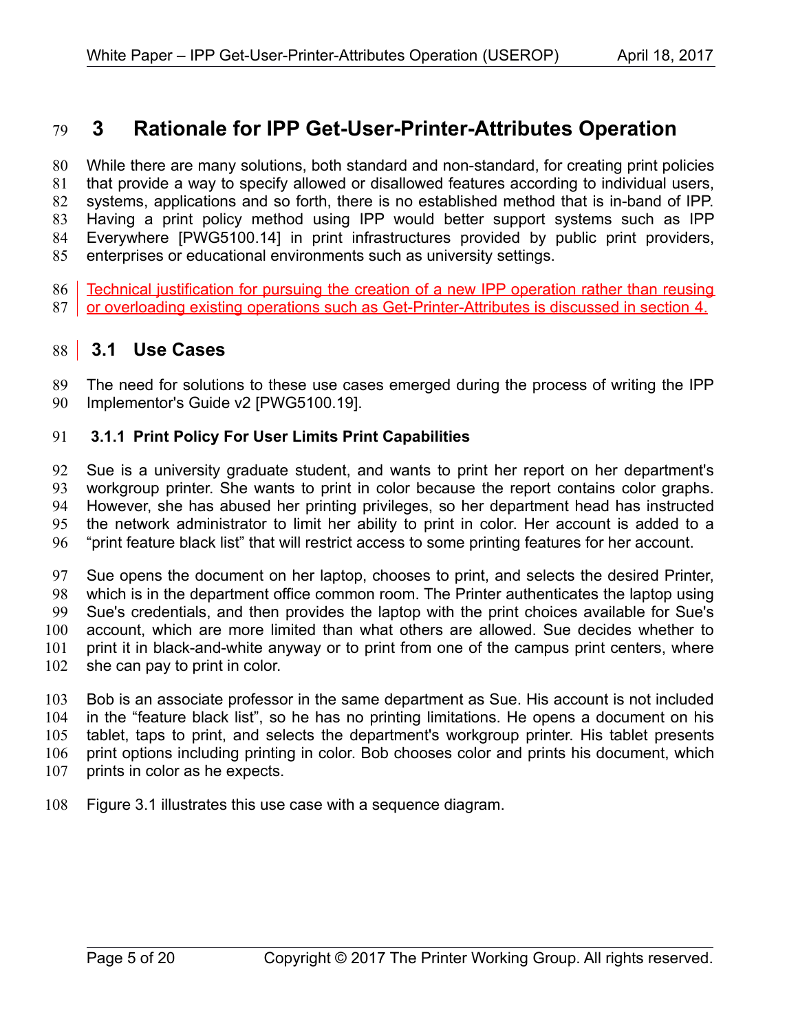# 3 Rationale for IPP Get-User-Printer-Attributes Operation

While there are many solutions, both standard and non-standard, for creating print policies that provide a way to specify allowed or disallowed features according to individual users, systems, applications and so forth, there is no established method that is in-band of IPP. Having a print policy method using IPP would better support systems such as IPP Everywhere [PWG5100.14] in print infrastructures provided by public print providers, enterprises or educational environments such as university settings.

Technical justification for pursuing the creation of a new IPP operation rather than reusing or overloading existing operations such as Get-Printer-Attributes is discussed in section 4.

## 3.1 Use Cases

The need for solutions to these use cases emerged during the process of writing the IPP Implementor's Guide v2 [PWG5100.19].

### 3.1.1 Print Policy For User Limits Print Capabilities

Sue is a university graduate student, and wants to print her report on her department's workgroup printer. She wants to print in color because the report contains color graphs. However, she has abused her printing privileges, so her department head has instructed the network administrator to limit her ability to print in color. Her account is added to a “print feature black list” that will restrict access to some printing features for her account.

Sue opens the document on her laptop, chooses to print, and selects the desired Printer, which is in the department office common room. The Printer authenticates the laptop using Sue's credentials, and then provides the laptop with the print choices available for Sue's account, which are more limited than what others are allowed. Sue decides whether to print it in black-and-white anyway or to print from one of the campus print centers, where she can pay to print in color.

Bob is an associate professor in the same department as Sue. His account is not included in the “feature black list”, so he has no printing limitations. He opens a document on his tablet, taps to print, and selects the department's workgroup printer. His tablet presents print options including printing in color. Bob chooses color and prints his document, which prints in color as he expects.

Figure 3.1 illustrates this use case with a sequence diagram.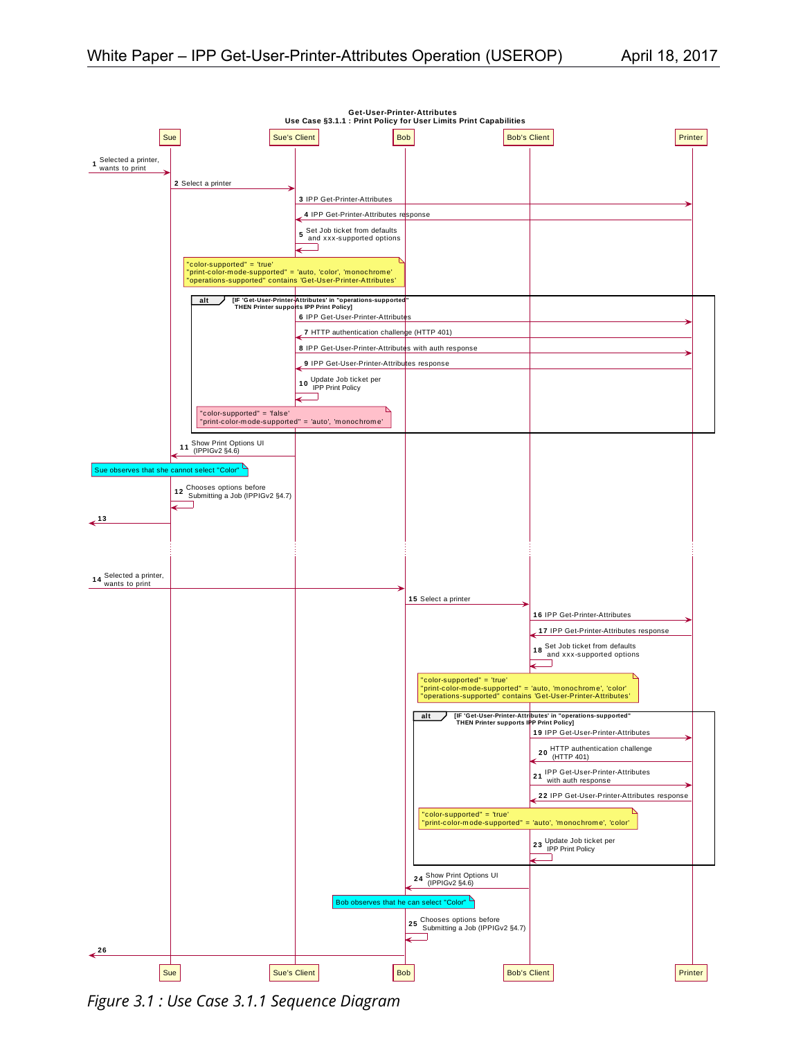**Get-User-Printer-Attributes**
**Use Case §3.1.1 : Print Policy for User Limits Print Capabilities**

Participants: Sue, Sue's Client, Bob, Bob's Client, Printer

1. Selected a printer, wants to print
2. Select a printer
3. IPP Get-Printer-Attributes
4. IPP Get-Printer-Attributes response
5. Set Job ticket from defaults and xxx-supported options

Note: "color-supported" = 'true'
"print-color-mode-supported" = 'auto, 'color', 'monochrome'
"operations-supported" contains 'Get-User-Printer-Attributes'

**alt** [IF 'Get-User-Printer-Attributes' in "operations-supported" THEN Printer supports IPP Print Policy]

6. IPP Get-User-Printer-Attributes
7. HTTP authentication challenge (HTTP 401)
8. IPP Get-User-Printer-Attributes with auth response
9. IPP Get-User-Printer-Attributes response
10. Update Job ticket per IPP Print Policy

Note: "color-supported" = 'false'
"print-color-mode-supported" = 'auto', 'monochrome'

11. Show Print Options UI (IPPIGv2 §4.6)

Note: Sue observes that she cannot select "Color"

12. Chooses options before Submitting a Job (IPPIGv2 §4.7)
13. 

14. Selected a printer, wants to print
15. Select a printer
16. IPP Get-Printer-Attributes
17. IPP Get-Printer-Attributes response
18. Set Job ticket from defaults and xxx-supported options

Note: "color-supported" = 'true'
"print-color-mode-supported" = 'auto, 'monochrome', 'color'
"operations-supported" contains 'Get-User-Printer-Attributes'

**alt** [IF 'Get-User-Printer-Attributes' in "operations-supported" THEN Printer supports IPP Print Policy]

19. IPP Get-User-Printer-Attributes
20. HTTP authentication challenge (HTTP 401)
21. IPP Get-User-Printer-Attributes with auth response
22. IPP Get-User-Printer-Attributes response

Note: "color-supported" = 'true'
"print-color-mode-supported" = 'auto', 'monochrome', 'color'

23. Update Job ticket per IPP Print Policy
24. Show Print Options UI (IPPIGv2 §4.6)

Note: Bob observes that he can select "Color"

25. Chooses options before Submitting a Job (IPPIGv2 §4.7)
26. 

*Figure 3.1 : Use Case 3.1.1 Sequence Diagram*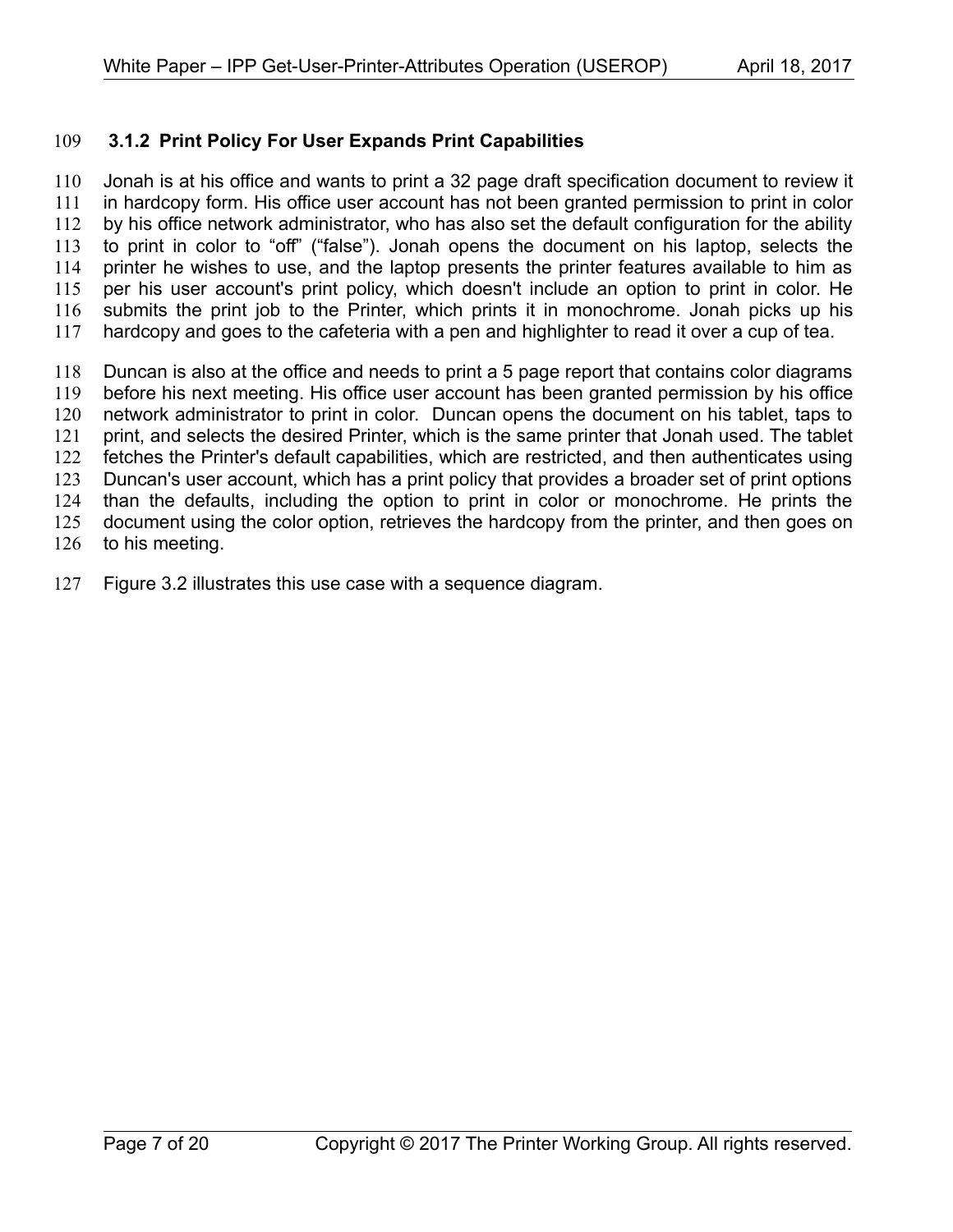### 3.1.2 Print Policy For User Expands Print Capabilities

Jonah is at his office and wants to print a 32 page draft specification document to review it in hardcopy form. His office user account has not been granted permission to print in color by his office network administrator, who has also set the default configuration for the ability to print in color to “off” (“false”). Jonah opens the document on his laptop, selects the printer he wishes to use, and the laptop presents the printer features available to him as per his user account's print policy, which doesn't include an option to print in color. He submits the print job to the Printer, which prints it in monochrome. Jonah picks up his hardcopy and goes to the cafeteria with a pen and highlighter to read it over a cup of tea.

Duncan is also at the office and needs to print a 5 page report that contains color diagrams before his next meeting. His office user account has been granted permission by his office network administrator to print in color. Duncan opens the document on his tablet, taps to print, and selects the desired Printer, which is the same printer that Jonah used. The tablet fetches the Printer's default capabilities, which are restricted, and then authenticates using Duncan's user account, which has a print policy that provides a broader set of print options than the defaults, including the option to print in color or monochrome. He prints the document using the color option, retrieves the hardcopy from the printer, and then goes on to his meeting.

Figure 3.2 illustrates this use case with a sequence diagram.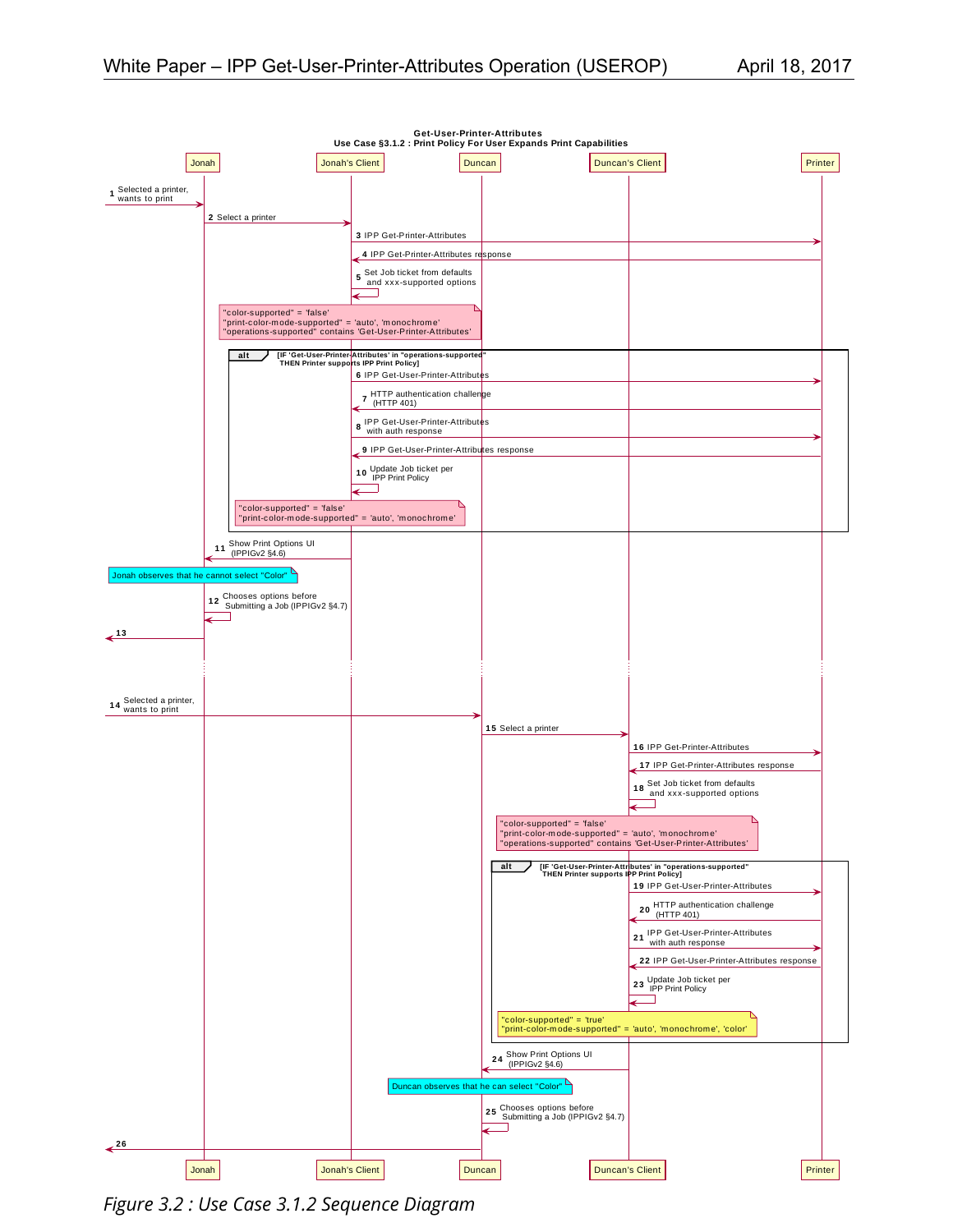**Get-User-Printer-Attributes**
**Use Case §3.1.2 : Print Policy For User Expands Print Capabilities**

Participants: Jonah | Jonah's Client | Duncan | Duncan's Client | Printer

1. Selected a printer, wants to print (→ Jonah)
2. Select a printer (Jonah → Jonah's Client)
3. IPP Get-Printer-Attributes (Jonah's Client → Printer)
4. IPP Get-Printer-Attributes response (Printer → Jonah's Client)
5. Set Job ticket from defaults and xxx-supported options (Jonah's Client)

> "color-supported" = 'false'
> "print-color-mode-supported" = 'auto', 'monochrome'
> "operations-supported" contains 'Get-User-Printer-Attributes'

**alt** [IF 'Get-User-Printer-Attributes' in "operations-supported" THEN Printer supports IPP Print Policy]

6. IPP Get-User-Printer-Attributes (Jonah's Client → Printer)
7. HTTP authentication challenge (HTTP 401) (Printer → Jonah's Client)
8. IPP Get-User-Printer-Attributes with auth response (Jonah's Client → Printer)
9. IPP Get-User-Printer-Attributes response (Printer → Jonah's Client)
10. Update Job ticket per IPP Print Policy (Jonah's Client)

> "color-supported" = 'false'
> "print-color-mode-supported" = 'auto', 'monochrome'

11. Show Print Options UI (IPPIGv2 §4.6) (Jonah's Client → Jonah)

> Jonah observes that he cannot select "Color"

12. Chooses options before Submitting a Job (IPPIGv2 §4.7) (Jonah)
13. (Jonah →)

14. Selected a printer, wants to print (→ Duncan)
15. Select a printer (Duncan → Duncan's Client)
16. IPP Get-Printer-Attributes (Duncan's Client → Printer)
17. IPP Get-Printer-Attributes response (Printer → Duncan's Client)
18. Set Job ticket from defaults and xxx-supported options (Duncan's Client)

> "color-supported" = 'false'
> "print-color-mode-supported" = 'auto', 'monochrome'
> "operations-supported" contains 'Get-User-Printer-Attributes'

**alt** [IF 'Get-User-Printer-Attributes' in "operations-supported" THEN Printer supports IPP Print Policy]

19. IPP Get-User-Printer-Attributes (Duncan's Client → Printer)
20. HTTP authentication challenge (HTTP 401) (Printer → Duncan's Client)
21. IPP Get-User-Printer-Attributes with auth response (Duncan's Client → Printer)
22. IPP Get-User-Printer-Attributes response (Printer → Duncan's Client)
23. Update Job ticket per IPP Print Policy (Duncan's Client)

> "color-supported" = 'true'
> "print-color-mode-supported" = 'auto', 'monochrome', 'color'

24. Show Print Options UI (IPPIGv2 §4.6) (Duncan's Client → Duncan)

> Duncan observes that he can select "Color"

25. Chooses options before Submitting a Job (IPPIGv2 §4.7) (Duncan)
26. (Duncan →)

*Figure 3.2 : Use Case 3.1.2 Sequence Diagram*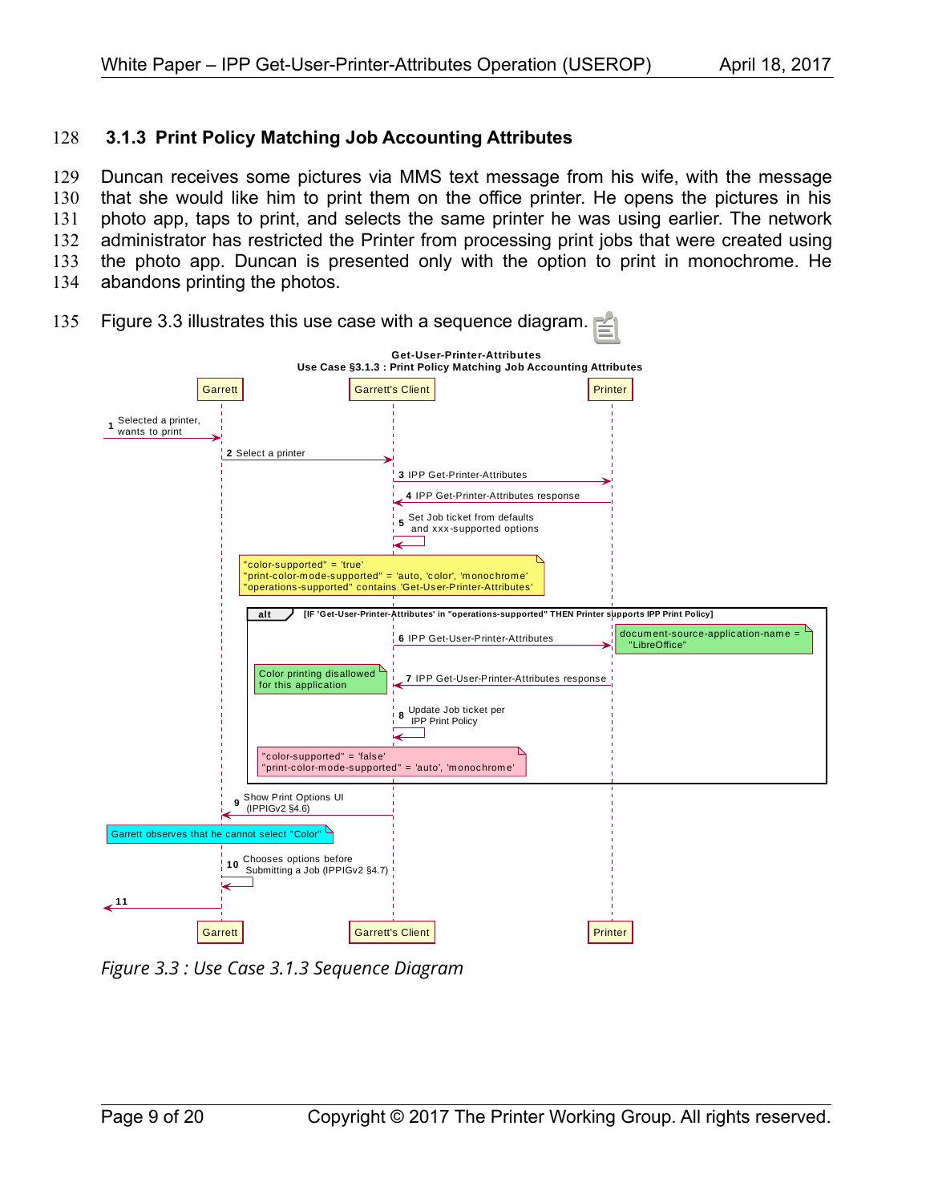### 3.1.3 Print Policy Matching Job Accounting Attributes

Duncan receives some pictures via MMS text message from his wife, with the message that she would like him to print them on the office printer. He opens the pictures in his photo app, taps to print, and selects the same printer he was using earlier. The network administrator has restricted the Printer from processing print jobs that were created using the photo app. Duncan is presented only with the option to print in monochrome. He abandons printing the photos.

Figure 3.3 illustrates this use case with a sequence diagram.

*Figure 3.3 : Use Case 3.1.3 Sequence Diagram*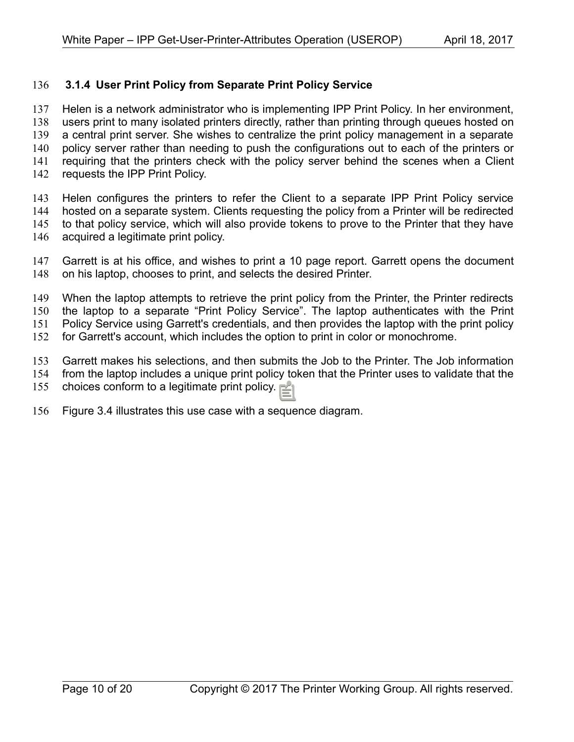### 3.1.4 User Print Policy from Separate Print Policy Service

Helen is a network administrator who is implementing IPP Print Policy. In her environment, users print to many isolated printers directly, rather than printing through queues hosted on a central print server. She wishes to centralize the print policy management in a separate policy server rather than needing to push the configurations out to each of the printers or requiring that the printers check with the policy server behind the scenes when a Client requests the IPP Print Policy.

Helen configures the printers to refer the Client to a separate IPP Print Policy service hosted on a separate system. Clients requesting the policy from a Printer will be redirected to that policy service, which will also provide tokens to prove to the Printer that they have acquired a legitimate print policy.

Garrett is at his office, and wishes to print a 10 page report. Garrett opens the document on his laptop, chooses to print, and selects the desired Printer.

When the laptop attempts to retrieve the print policy from the Printer, the Printer redirects the laptop to a separate "Print Policy Service". The laptop authenticates with the Print Policy Service using Garrett's credentials, and then provides the laptop with the print policy for Garrett's account, which includes the option to print in color or monochrome.

Garrett makes his selections, and then submits the Job to the Printer. The Job information from the laptop includes a unique print policy token that the Printer uses to validate that the choices conform to a legitimate print policy.

Figure 3.4 illustrates this use case with a sequence diagram.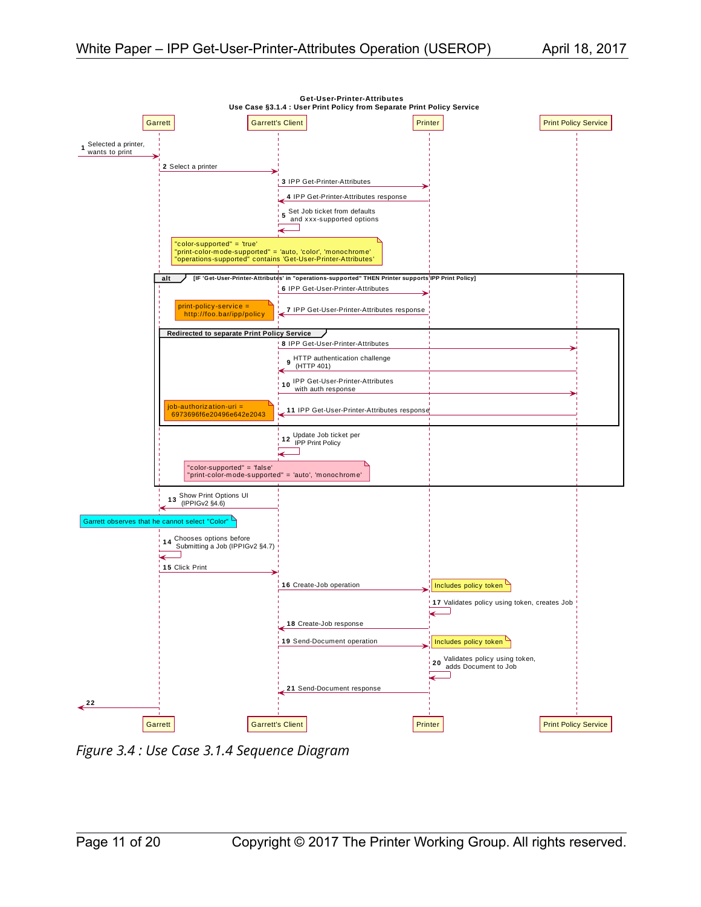**Get-User-Printer-Attributes**
**Use Case §3.1.4 : User Print Policy from Separate Print Policy Service**

Participants: Garrett | Garrett's Client | Printer | Print Policy Service

1. Selected a printer, wants to print
2. Select a printer (Garrett → Garrett's Client)
3. IPP Get-Printer-Attributes (Garrett's Client → Printer)
4. IPP Get-Printer-Attributes response (Printer → Garrett's Client)
5. Set Job ticket from defaults and xxx-supported options (Garrett's Client)

Note:
"color-supported" = 'true'
"print-color-mode-supported" = 'auto, 'color', 'monochrome'
"operations-supported" contains 'Get-User-Printer-Attributes'

**alt** [IF 'Get-User-Printer-Attributes' in "operations-supported" THEN Printer supports IPP Print Policy]

6. IPP Get-User-Printer-Attributes (Garrett's Client → Printer)
7. IPP Get-User-Printer-Attributes response (Printer → Garrett's Client)

Note: print-policy-service = http://foo.bar/ipp/policy

**Redirected to separate Print Policy Service**

8. IPP Get-User-Printer-Attributes (Garrett's Client → Print Policy Service)
9. HTTP authentication challenge (HTTP 401) (Print Policy Service → Garrett's Client)
10. IPP Get-User-Printer-Attributes with auth response (Garrett's Client → Print Policy Service)
11. IPP Get-User-Printer-Attributes response (Print Policy Service → Garrett's Client)

Note: job-authorization-uri = 6973696f6e20496e642e2043

12. Update Job ticket per IPP Print Policy (Garrett's Client)

Note:
"color-supported" = 'false'
"print-color-mode-supported" = 'auto', 'monochrome'

13. Show Print Options UI (IPPIGv2 §4.6) (Garrett's Client → Garrett)

Note: Garrett observes that he cannot select "Color"

14. Chooses options before Submitting a Job (IPPIGv2 §4.7) (Garrett)
15. Click Print (Garrett → Garrett's Client)
16. Create-Job operation (Garrett's Client → Printer) — Note: Includes policy token
17. Validates policy using token, creates Job (Printer)
18. Create-Job response (Printer → Garrett's Client)
19. Send-Document operation (Garrett's Client → Printer) — Note: Includes policy token
20. Validates policy using token, adds Document to Job (Printer)
21. Send-Document response (Printer → Garrett's Client)
22. (Garrett →)

*Figure 3.4 : Use Case 3.1.4 Sequence Diagram*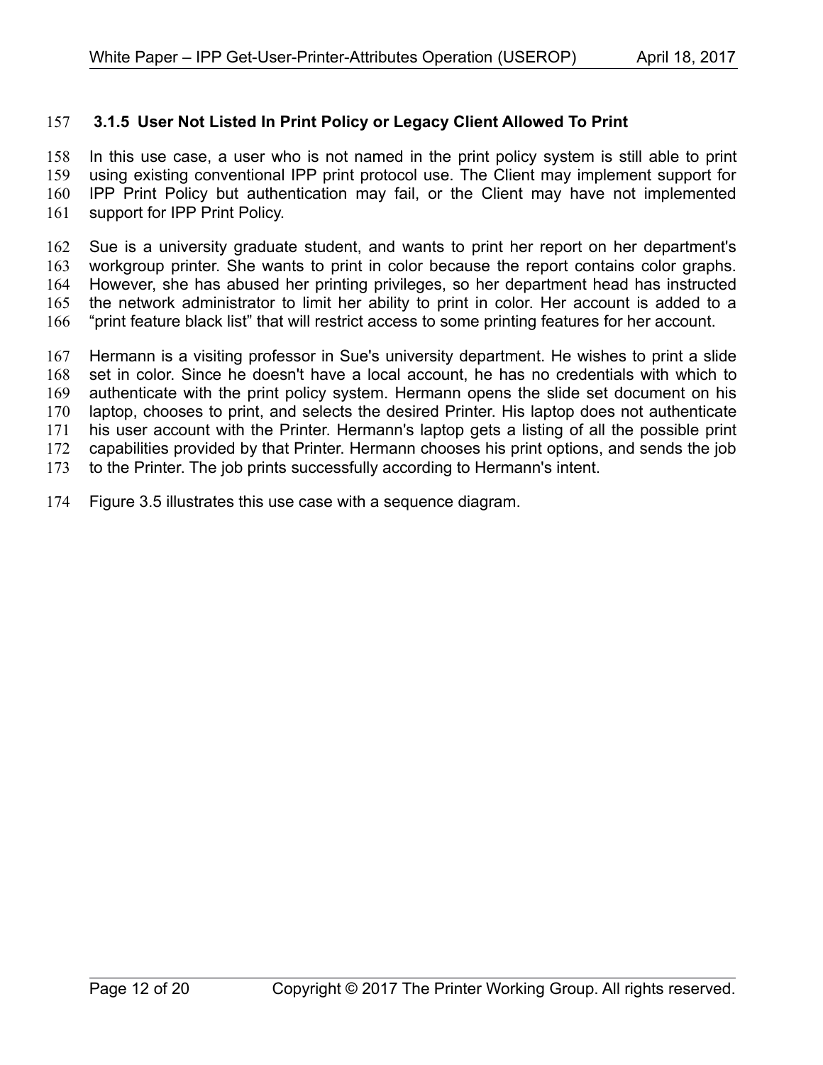### 3.1.5 User Not Listed In Print Policy or Legacy Client Allowed To Print

In this use case, a user who is not named in the print policy system is still able to print using existing conventional IPP print protocol use. The Client may implement support for IPP Print Policy but authentication may fail, or the Client may have not implemented support for IPP Print Policy.

Sue is a university graduate student, and wants to print her report on her department's workgroup printer. She wants to print in color because the report contains color graphs. However, she has abused her printing privileges, so her department head has instructed the network administrator to limit her ability to print in color. Her account is added to a "print feature black list" that will restrict access to some printing features for her account.

Hermann is a visiting professor in Sue's university department. He wishes to print a slide set in color. Since he doesn't have a local account, he has no credentials with which to authenticate with the print policy system. Hermann opens the slide set document on his laptop, chooses to print, and selects the desired Printer. His laptop does not authenticate his user account with the Printer. Hermann's laptop gets a listing of all the possible print capabilities provided by that Printer. Hermann chooses his print options, and sends the job to the Printer. The job prints successfully according to Hermann's intent.

Figure 3.5 illustrates this use case with a sequence diagram.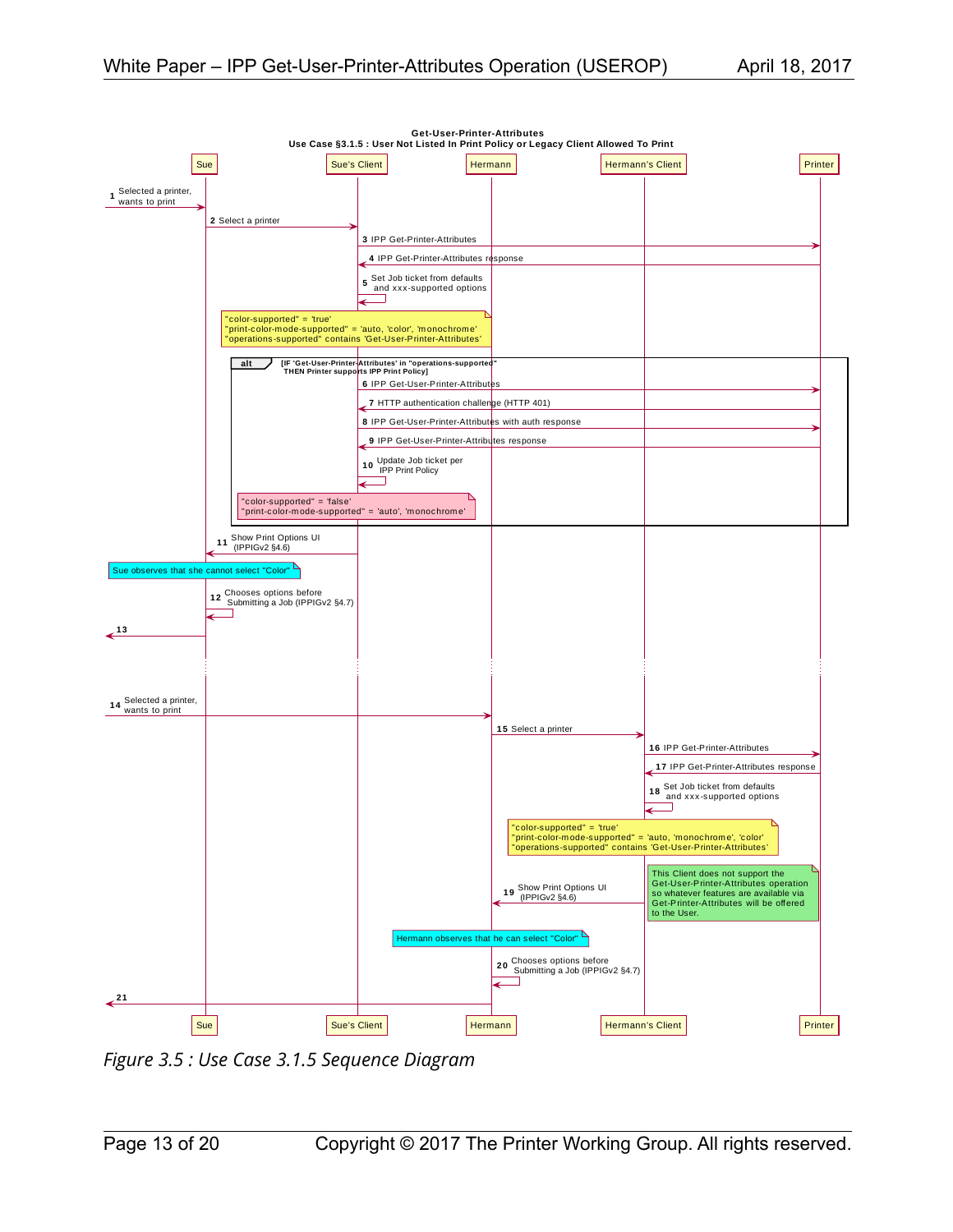**Get-User-Printer-Attributes**
**Use Case §3.1.5 : User Not Listed In Print Policy or Legacy Client Allowed To Print**

Participants: Sue | Sue's Client | Hermann | Hermann's Client | Printer

1. → Sue: Selected a printer, wants to print
2. Sue → Sue's Client: Select a printer
3. Sue's Client → Printer: IPP Get-Printer-Attributes
4. Printer → Sue's Client: IPP Get-Printer-Attributes response
5. Sue's Client → Sue's Client: Set Job ticket from defaults and xxx-supported options

Note: "color-supported" = 'true'
"print-color-mode-supported" = 'auto, 'color', 'monochrome'
"operations-supported" contains 'Get-User-Printer-Attributes'

**alt** [IF 'Get-User-Printer-Attributes' in "operations-supported" THEN Printer supports IPP Print Policy]

6. Sue's Client → Printer: IPP Get-User-Printer-Attributes
7. Printer → Sue's Client: HTTP authentication challenge (HTTP 401)
8. Sue's Client → Printer: IPP Get-User-Printer-Attributes with auth response
9. Printer → Sue's Client: IPP Get-User-Printer-Attributes response
10. Sue's Client → Sue's Client: Update Job ticket per IPP Print Policy

Note: "color-supported" = 'false'
"print-color-mode-supported" = 'auto', 'monochrome'

11. Sue's Client → Sue: Show Print Options UI (IPPIGv2 §4.6)

Note: Sue observes that she cannot select "Color"

12. Sue → Sue: Chooses options before Submitting a Job (IPPIGv2 §4.7)
13. Sue →

...

14. → Hermann: Selected a printer, wants to print
15. Hermann → Hermann's Client: Select a printer
16. Hermann's Client → Printer: IPP Get-Printer-Attributes
17. Printer → Hermann's Client: IPP Get-Printer-Attributes response
18. Hermann's Client → Hermann's Client: Set Job ticket from defaults and xxx-supported options

Note: "color-supported" = 'true'
"print-color-mode-supported" = 'auto, 'monochrome', 'color'
"operations-supported" contains 'Get-User-Printer-Attributes'

19. Hermann's Client → Hermann: Show Print Options UI (IPPIGv2 §4.6)

Note: This Client does not support the Get-User-Printer-Attributes operation so whatever features are available via Get-Printer-Attributes will be offered to the User.

Note: Hermann observes that he can select "Color"

20. Hermann → Hermann: Chooses options before Submitting a Job (IPPIGv2 §4.7)
21. Hermann →

*Figure 3.5 : Use Case 3.1.5 Sequence Diagram*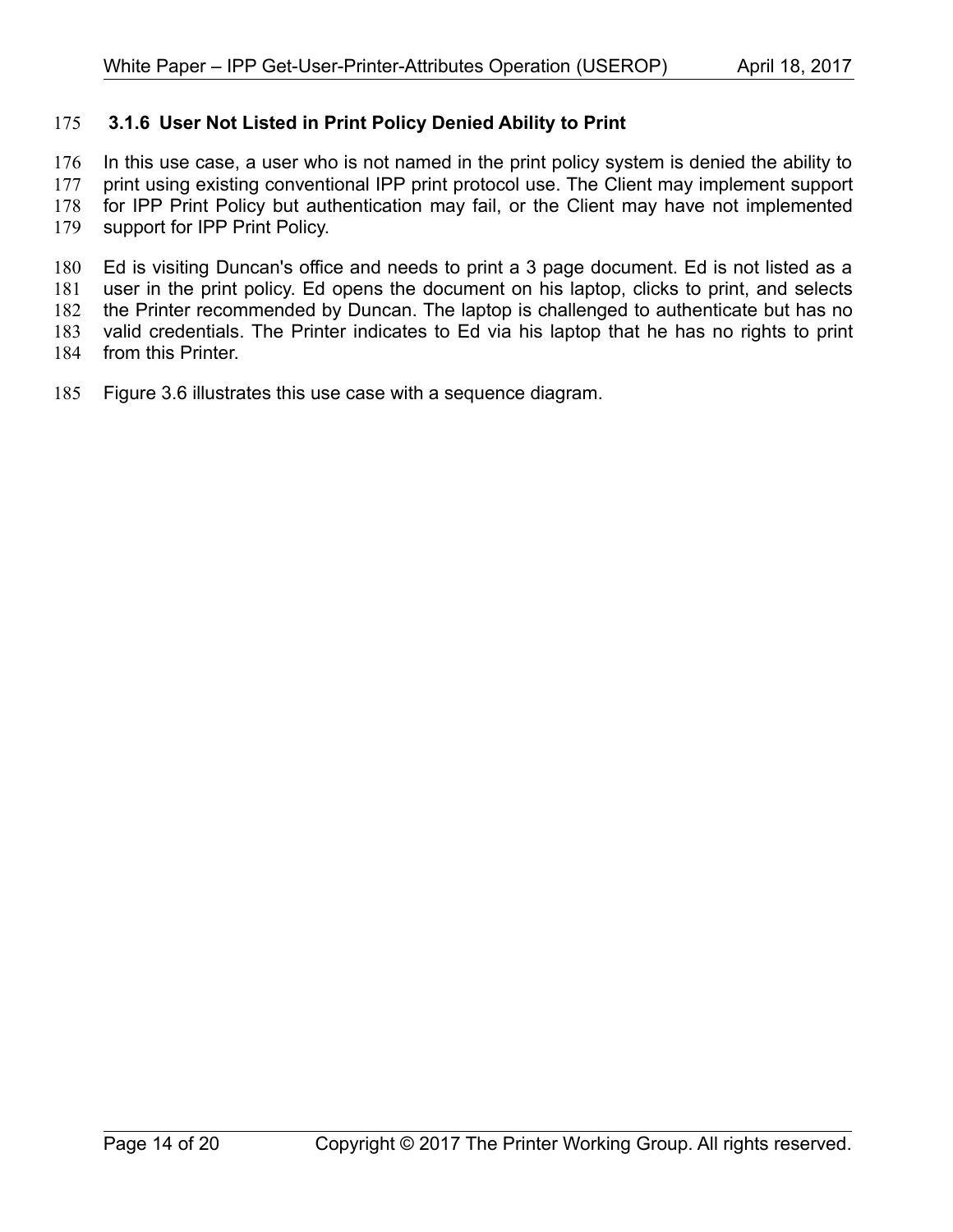### 3.1.6 User Not Listed in Print Policy Denied Ability to Print

In this use case, a user who is not named in the print policy system is denied the ability to print using existing conventional IPP print protocol use. The Client may implement support for IPP Print Policy but authentication may fail, or the Client may have not implemented support for IPP Print Policy.

Ed is visiting Duncan's office and needs to print a 3 page document. Ed is not listed as a user in the print policy. Ed opens the document on his laptop, clicks to print, and selects the Printer recommended by Duncan. The laptop is challenged to authenticate but has no valid credentials. The Printer indicates to Ed via his laptop that he has no rights to print from this Printer.

Figure 3.6 illustrates this use case with a sequence diagram.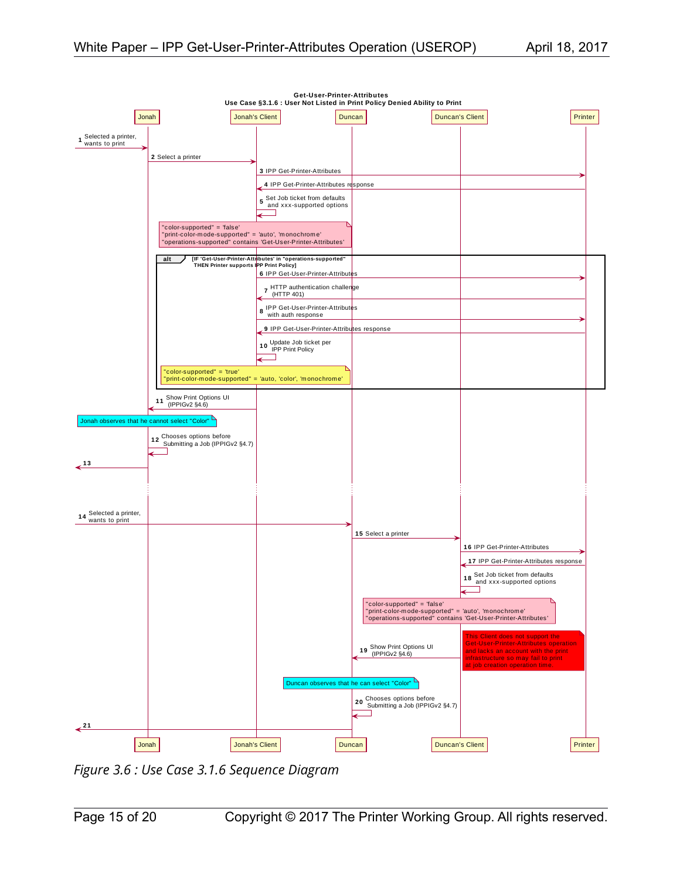**Get-User-Printer-Attributes**
**Use Case §3.1.6 : User Not Listed in Print Policy Denied Ability to Print**

Participants: Jonah, Jonah's Client, Duncan, Duncan's Client, Printer

1. Selected a printer, wants to print (→ Jonah)
2. Select a printer (Jonah → Jonah's Client)
3. IPP Get-Printer-Attributes (Jonah's Client → Printer)
4. IPP Get-Printer-Attributes response (Printer → Jonah's Client)
5. Set Job ticket from defaults and xxx-supported options (Jonah's Client)

Note: "color-supported" = 'false'
"print-color-mode-supported" = 'auto', 'monochrome'
"operations-supported" contains 'Get-User-Printer-Attributes'

alt [IF 'Get-User-Printer-Attributes' in "operations-supported" THEN Printer supports IPP Print Policy]

6. IPP Get-User-Printer-Attributes (Jonah's Client → Printer)
7. HTTP authentication challenge (HTTP 401) (Printer → Jonah's Client)
8. IPP Get-User-Printer-Attributes with auth response (Jonah's Client → Printer)
9. IPP Get-User-Printer-Attributes response (Printer → Jonah's Client)
10. Update Job ticket per IPP Print Policy (Jonah's Client)

Note: "color-supported" = 'true'
"print-color-mode-supported" = 'auto, 'color', 'monochrome'

11. Show Print Options UI (IPPIGv2 §4.6) (Jonah's Client → Jonah)

Note: Jonah observes that he cannot select "Color"

12. Chooses options before Submitting a Job (IPPIGv2 §4.7) (Jonah)
13. (Jonah →)

14. Selected a printer, wants to print (→ Duncan)
15. Select a printer (Duncan → Duncan's Client)
16. IPP Get-Printer-Attributes (Duncan's Client → Printer)
17. IPP Get-Printer-Attributes response (Printer → Duncan's Client)
18. Set Job ticket from defaults and xxx-supported options (Duncan's Client)

Note: "color-supported" = 'false'
"print-color-mode-supported" = 'auto', 'monochrome'
"operations-supported" contains 'Get-User-Printer-Attributes'

Note: This Client does not support the Get-User-Printer-Attributes operation and lacks an account with the print infrastructure so may fail to print at job creation operation time.

19. Show Print Options UI (IPPIGv2 §4.6) (Duncan's Client → Duncan)

Note: Duncan observes that he can select "Color"

20. Chooses options before Submitting a Job (IPPIGv2 §4.7) (Duncan)
21. (Duncan →)

*Figure 3.6 : Use Case 3.1.6 Sequence Diagram*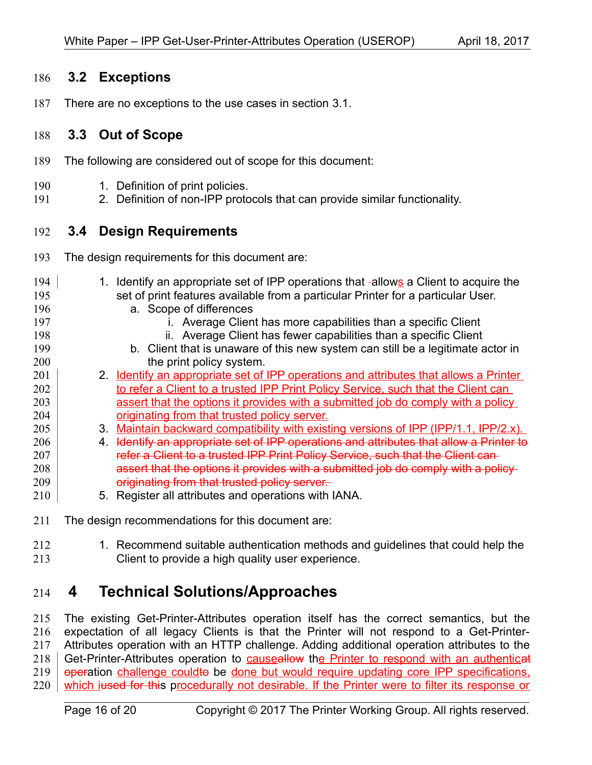## 3.2 Exceptions

There are no exceptions to the use cases in section 3.1.

## 3.3 Out of Scope

The following are considered out of scope for this document:

1. Definition of print policies.
2. Definition of non-IPP protocols that can provide similar functionality.

## 3.4 Design Requirements

The design requirements for this document are:

1. Identify an appropriate set of IPP operations that ~~-~~allows a Client to acquire the set of print features available from a particular Printer for a particular User.
    a. Scope of differences
        i. Average Client has more capabilities than a specific Client
        ii. Average Client has fewer capabilities than a specific Client
    b. Client that is unaware of this new system can still be a legitimate actor in the print policy system.
2. Identify an appropriate set of IPP operations and attributes that allows a Printer to refer a Client to a trusted IPP Print Policy Service, such that the Client can assert that the options it provides with a submitted job do comply with a policy originating from that trusted policy server.
3. Maintain backward compatibility with existing versions of IPP (IPP/1.1, IPP/2.x).
4. ~~Identify an appropriate set of IPP operations and attributes that allow a Printer to refer a Client to a trusted IPP Print Policy Service, such that the Client can assert that the options it provides with a submitted job do comply with a policy originating from that trusted policy server.~~
5. Register all attributes and operations with IANA.

The design recommendations for this document are:

1. Recommend suitable authentication methods and guidelines that could help the Client to provide a high quality user experience.

# 4 Technical Solutions/Approaches

The existing Get-Printer-Attributes operation itself has the correct semantics, but the expectation of all legacy Clients is that the Printer will not respond to a Get-Printer-Attributes operation with an HTTP challenge. Adding additional operation attributes to the Get-Printer-Attributes operation to cause~~allow~~ the Printer to respond with an authenticat~~oper~~ation challenge could~~to~~ be done but would require updating core IPP specifications, which i~~used for thi~~s procedurally not desirable. If the Printer were to filter its response or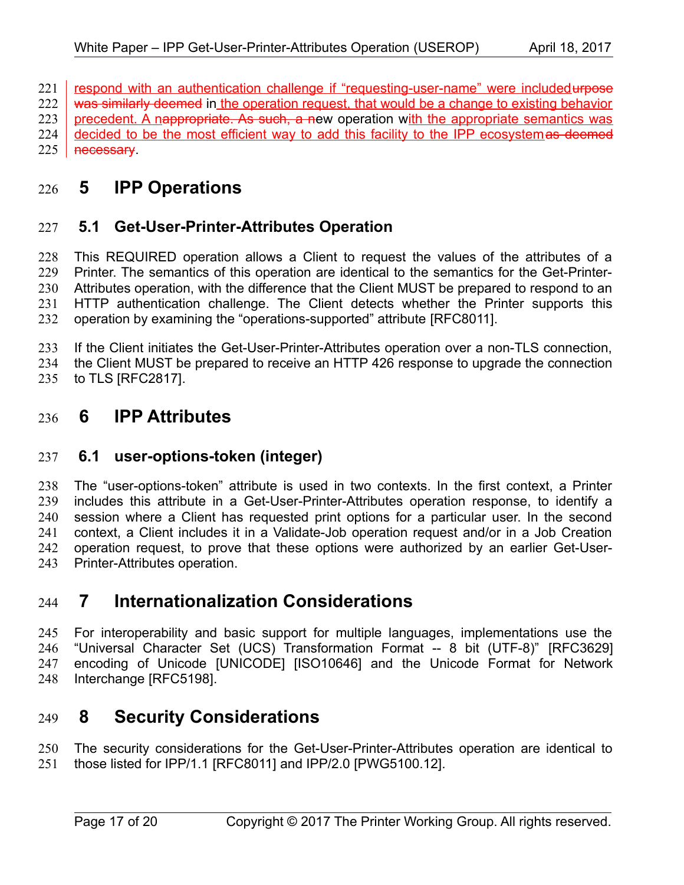respond with an authentication challenge if "requesting-user-name" were included~~urpose was similarly deemed~~ in the operation request, that would be a change to existing behavior precedent. A n~~appropriate. As such, a n~~ew operation with the appropriate semantics was decided to be the most efficient way to add this facility to the IPP ecosystem~~as deemed necessary~~.

# 5 IPP Operations

## 5.1 Get-User-Printer-Attributes Operation

This REQUIRED operation allows a Client to request the values of the attributes of a Printer. The semantics of this operation are identical to the semantics for the Get-Printer-Attributes operation, with the difference that the Client MUST be prepared to respond to an HTTP authentication challenge. The Client detects whether the Printer supports this operation by examining the "operations-supported" attribute [RFC8011].

If the Client initiates the Get-User-Printer-Attributes operation over a non-TLS connection, the Client MUST be prepared to receive an HTTP 426 response to upgrade the connection to TLS [RFC2817].

# 6 IPP Attributes

## 6.1 user-options-token (integer)

The "user-options-token" attribute is used in two contexts. In the first context, a Printer includes this attribute in a Get-User-Printer-Attributes operation response, to identify a session where a Client has requested print options for a particular user. In the second context, a Client includes it in a Validate-Job operation request and/or in a Job Creation operation request, to prove that these options were authorized by an earlier Get-User-Printer-Attributes operation.

# 7 Internationalization Considerations

For interoperability and basic support for multiple languages, implementations use the "Universal Character Set (UCS) Transformation Format -- 8 bit (UTF-8)" [RFC3629] encoding of Unicode [UNICODE] [ISO10646] and the Unicode Format for Network Interchange [RFC5198].

# 8 Security Considerations

The security considerations for the Get-User-Printer-Attributes operation are identical to those listed for IPP/1.1 [RFC8011] and IPP/2.0 [PWG5100.12].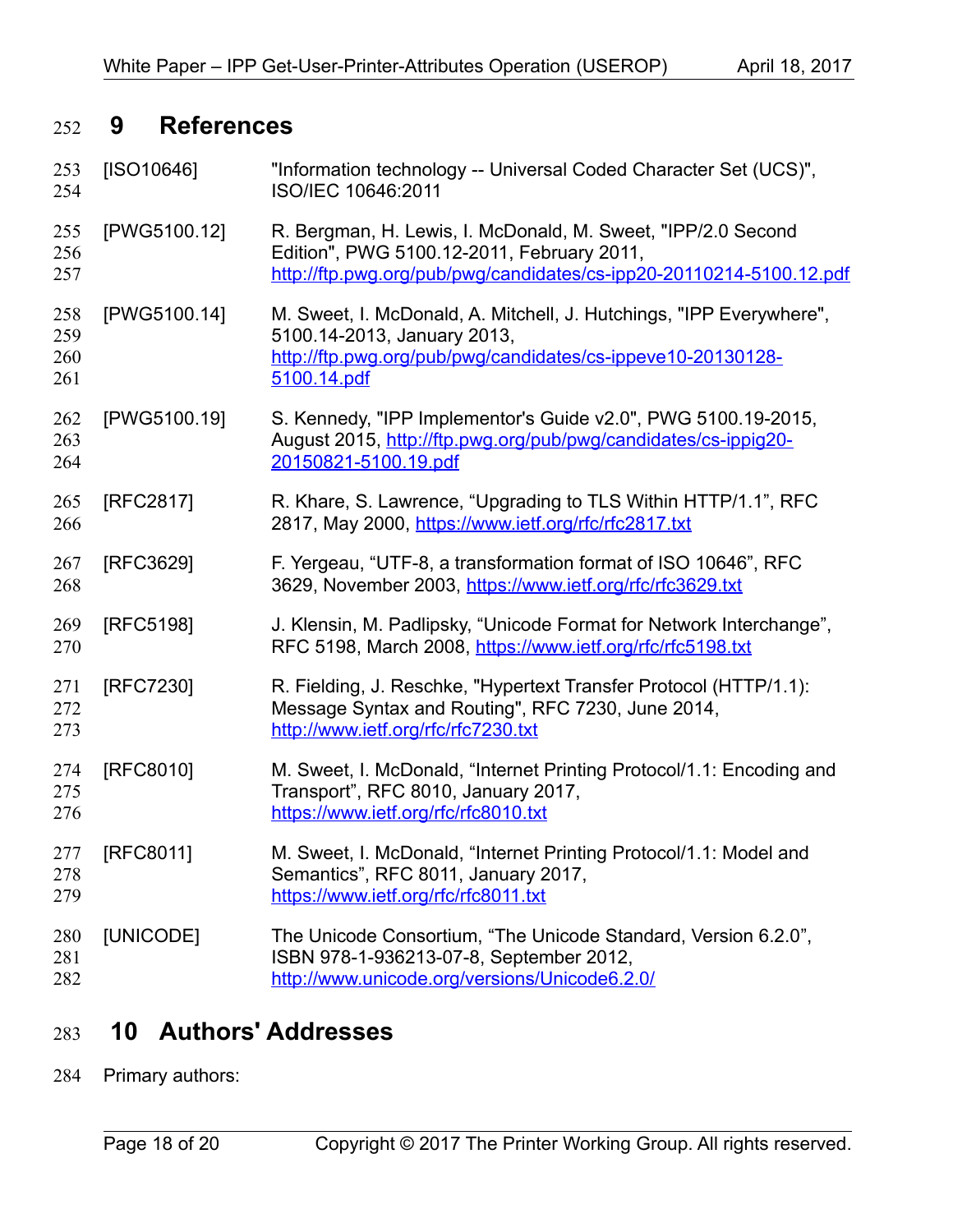# 9 References

[ISO10646] "Information technology -- Universal Coded Character Set (UCS)", ISO/IEC 10646:2011

[PWG5100.12] R. Bergman, H. Lewis, I. McDonald, M. Sweet, "IPP/2.0 Second Edition", PWG 5100.12-2011, February 2011, http://ftp.pwg.org/pub/pwg/candidates/cs-ipp20-20110214-5100.12.pdf

[PWG5100.14] M. Sweet, I. McDonald, A. Mitchell, J. Hutchings, "IPP Everywhere", 5100.14-2013, January 2013, http://ftp.pwg.org/pub/pwg/candidates/cs-ippeve10-20130128-5100.14.pdf

[PWG5100.19] S. Kennedy, "IPP Implementor's Guide v2.0", PWG 5100.19-2015, August 2015, http://ftp.pwg.org/pub/pwg/candidates/cs-ippig20-20150821-5100.19.pdf

[RFC2817] R. Khare, S. Lawrence, "Upgrading to TLS Within HTTP/1.1", RFC 2817, May 2000, https://www.ietf.org/rfc/rfc2817.txt

[RFC3629] F. Yergeau, "UTF-8, a transformation format of ISO 10646", RFC 3629, November 2003, https://www.ietf.org/rfc/rfc3629.txt

[RFC5198] J. Klensin, M. Padlipsky, "Unicode Format for Network Interchange", RFC 5198, March 2008, https://www.ietf.org/rfc/rfc5198.txt

[RFC7230] R. Fielding, J. Reschke, "Hypertext Transfer Protocol (HTTP/1.1): Message Syntax and Routing", RFC 7230, June 2014, http://www.ietf.org/rfc/rfc7230.txt

[RFC8010] M. Sweet, I. McDonald, "Internet Printing Protocol/1.1: Encoding and Transport", RFC 8010, January 2017, https://www.ietf.org/rfc/rfc8010.txt

[RFC8011] M. Sweet, I. McDonald, "Internet Printing Protocol/1.1: Model and Semantics", RFC 8011, January 2017, https://www.ietf.org/rfc/rfc8011.txt

[UNICODE] The Unicode Consortium, "The Unicode Standard, Version 6.2.0", ISBN 978-1-936213-07-8, September 2012, http://www.unicode.org/versions/Unicode6.2.0/

# 10 Authors' Addresses

Primary authors: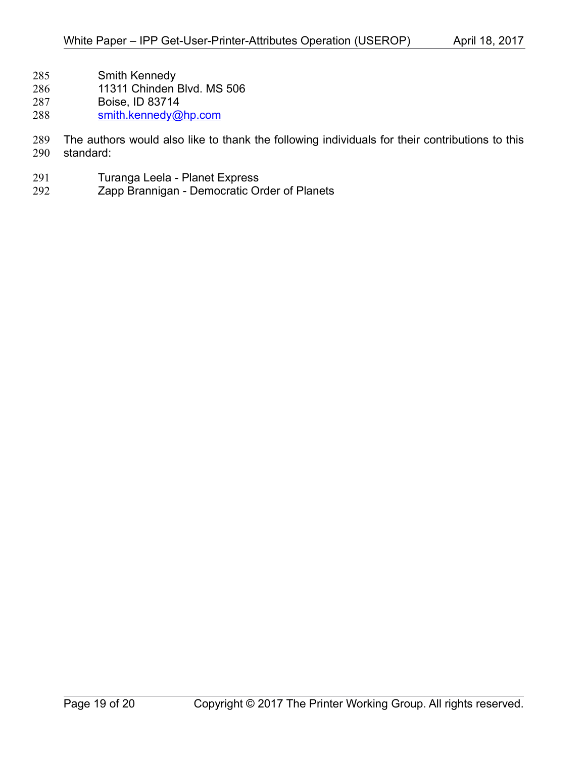Smith Kennedy
11311 Chinden Blvd. MS 506
Boise, ID 83714
smith.kennedy@hp.com

The authors would also like to thank the following individuals for their contributions to this standard:

Turanga Leela - Planet Express
Zapp Brannigan - Democratic Order of Planets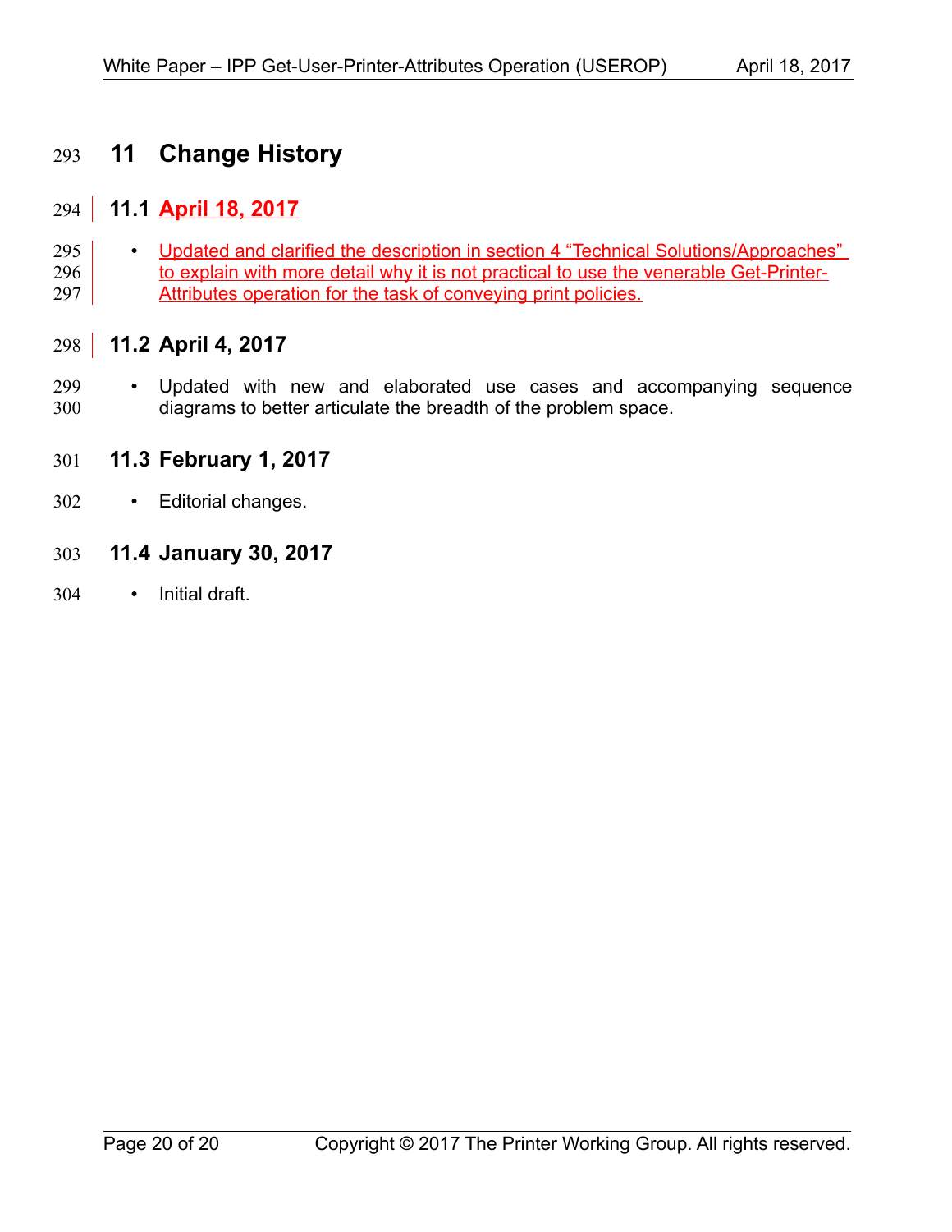# 11 Change History

## 11.1 April 18, 2017

- Updated and clarified the description in section 4 “Technical Solutions/Approaches” to explain with more detail why it is not practical to use the venerable Get-Printer-Attributes operation for the task of conveying print policies.

## 11.2 April 4, 2017

- Updated with new and elaborated use cases and accompanying sequence diagrams to better articulate the breadth of the problem space.

## 11.3 February 1, 2017

- Editorial changes.

## 11.4 January 30, 2017

- Initial draft.